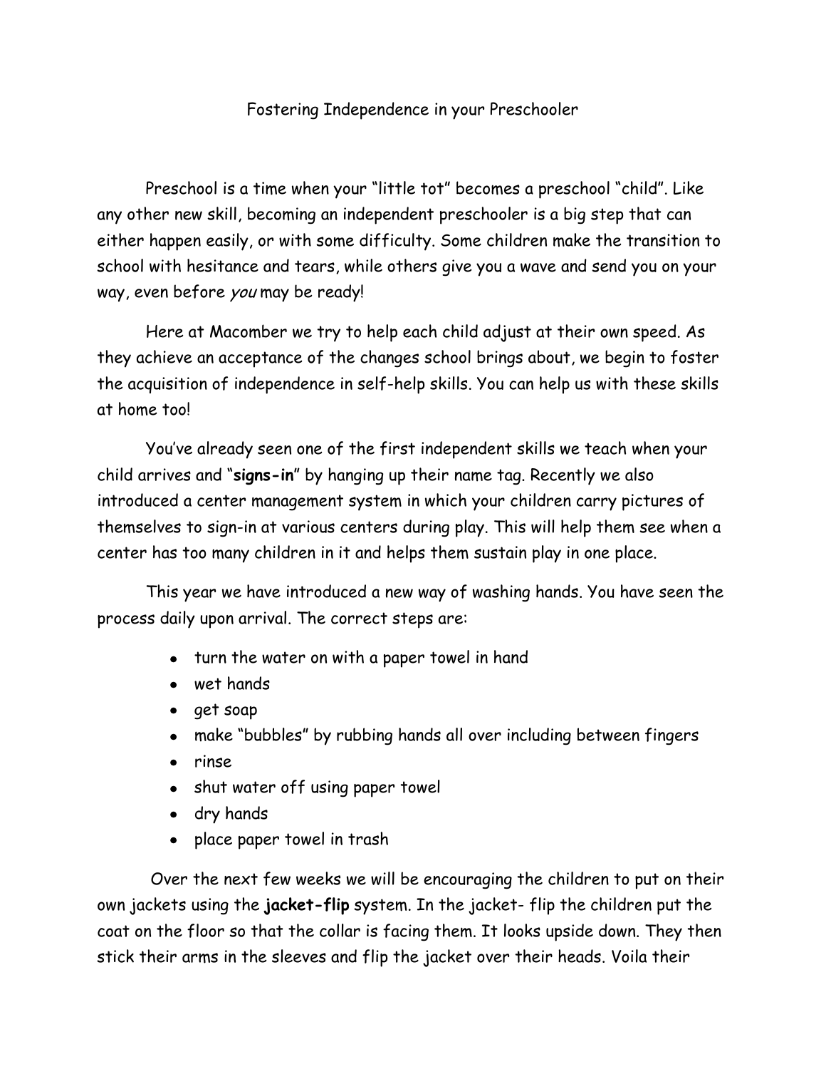# Fostering Independence in your Preschooler

Preschool is a time when your "little tot" becomes a preschool "child". Like any other new skill, becoming an independent preschooler is a big step that can either happen easily, or with some difficulty. Some children make the transition to school with hesitance and tears, while others give you a wave and send you on your way, even before *you* may be ready!

Here at Macomber we try to help each child adjust at their own speed. As they achieve an acceptance of the changes school brings about, we begin to foster the acquisition of independence in self-help skills. You can help us with these skills at home too!

You've already seen one of the first independent skills we teach when your child arrives and "**signs-in**" by hanging up their name tag. Recently we also introduced a center management system in which your children carry pictures of themselves to sign-in at various centers during play. This will help them see when a center has too many children in it and helps them sustain play in one place.

This year we have introduced a new way of washing hands. You have seen the process daily upon arrival. The correct steps are:

- turn the water on with a paper towel in hand
- wet hands
- get soap
- make "bubbles" by rubbing hands all over including between fingers
- rinse
- shut water off using paper towel
- dry hands
- place paper towel in trash

Over the next few weeks we will be encouraging the children to put on their own jackets using the **jacket-flip** system. In the jacket- flip the children put the coat on the floor so that the collar is facing them. It looks upside down. They then stick their arms in the sleeves and flip the jacket over their heads. Voila their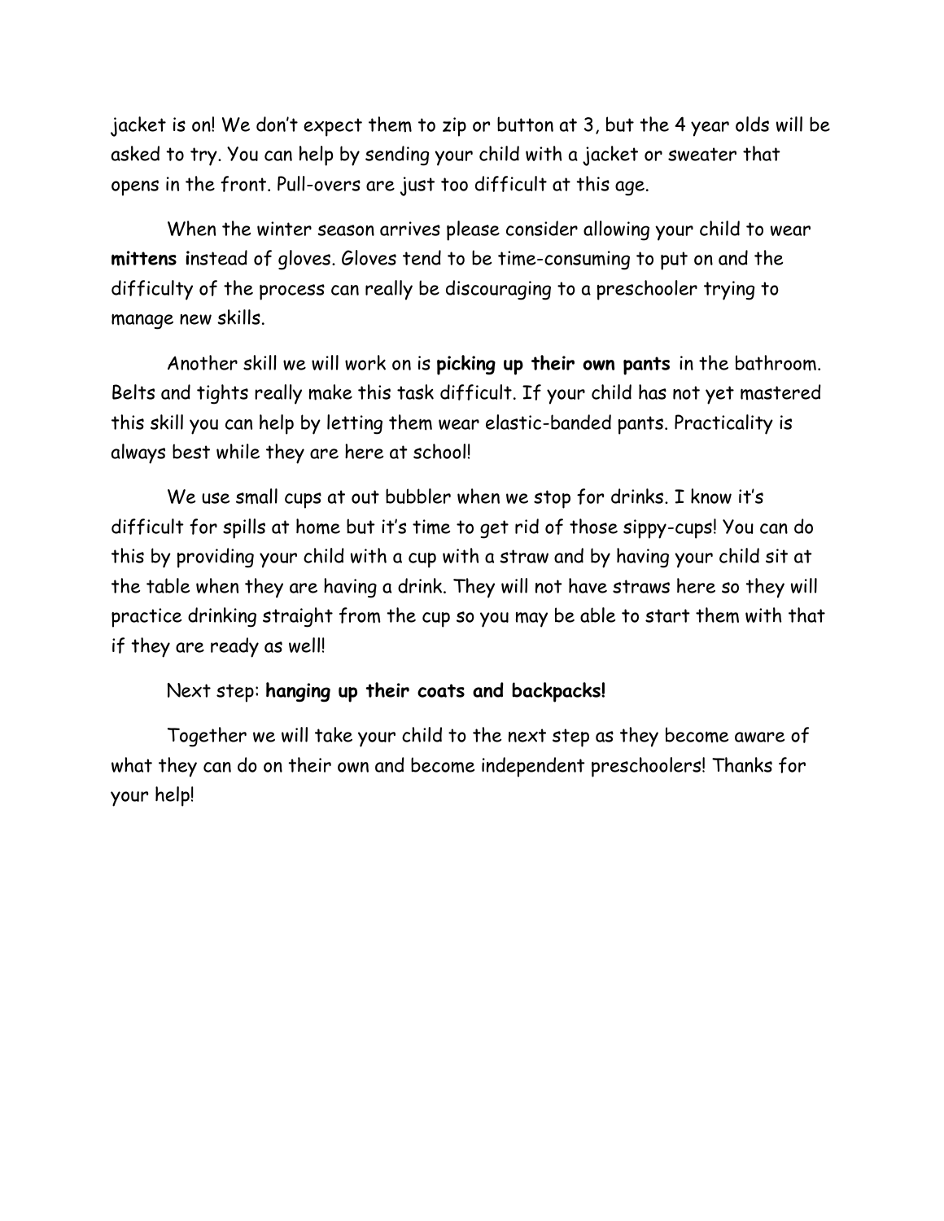jacket is on! We don't expect them to zip or button at 3, but the 4 year olds will be asked to try. You can help by sending your child with a jacket or sweater that opens in the front. Pull-overs are just too difficult at this age.

When the winter season arrives please consider allowing your child to wear **mittens i**nstead of gloves. Gloves tend to be time-consuming to put on and the difficulty of the process can really be discouraging to a preschooler trying to manage new skills.

Another skill we will work on is **picking up their own pants** in the bathroom. Belts and tights really make this task difficult. If your child has not yet mastered this skill you can help by letting them wear elastic-banded pants. Practicality is always best while they are here at school!

We use small cups at out bubbler when we stop for drinks. I know it's difficult for spills at home but it's time to get rid of those sippy-cups! You can do this by providing your child with a cup with a straw and by having your child sit at the table when they are having a drink. They will not have straws here so they will practice drinking straight from the cup so you may be able to start them with that if they are ready as well!

Next step: **hanging up their coats and backpacks!**

Together we will take your child to the next step as they become aware of what they can do on their own and become independent preschoolers! Thanks for your help!